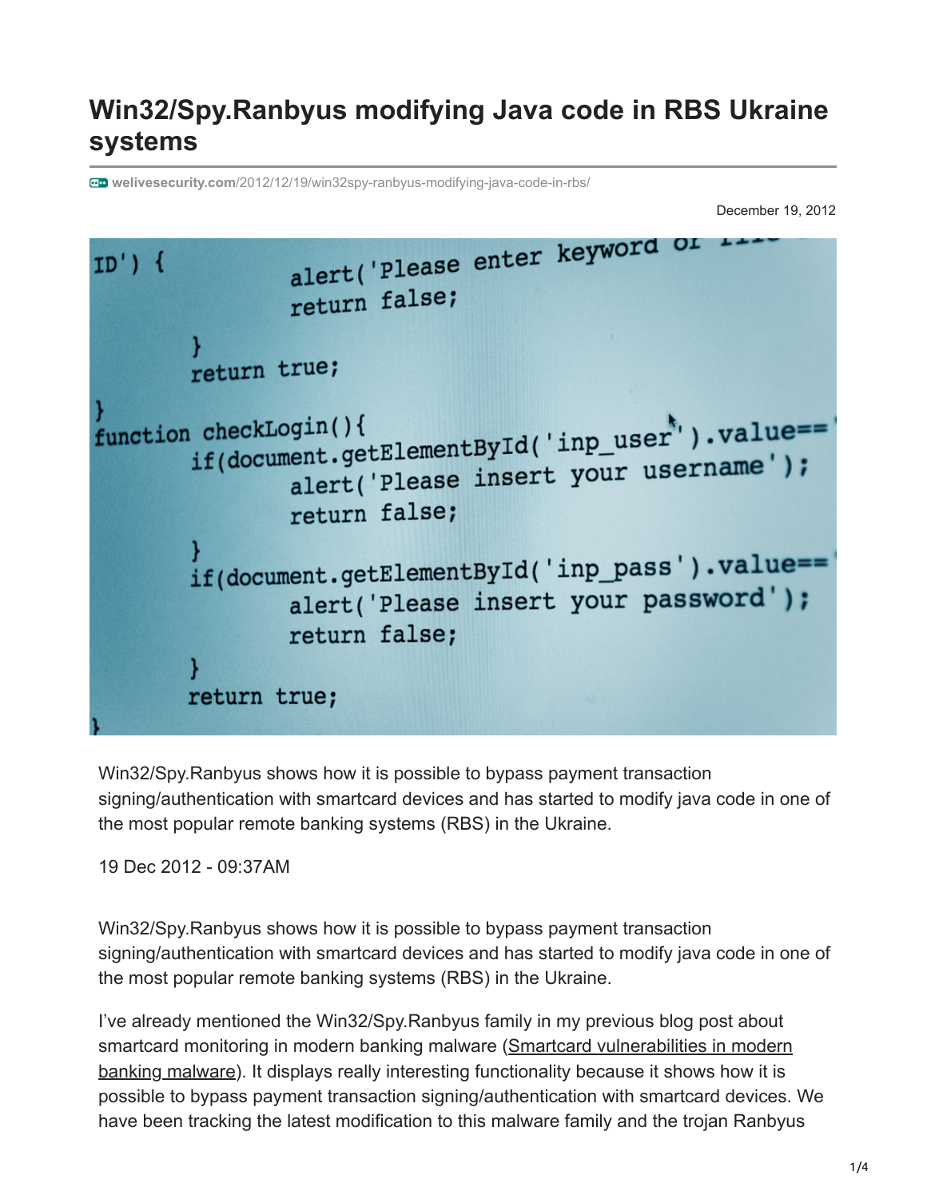# Win32/Spy.Ranbyus modifying Java code in RBS Ukraine systems

welivesecurity.com/2012/12/19/win32spy-ranbyus-modifying-java-code-in-rbs/

December 19, 2012

Win32/Spy.Ranbyus shows how it is possible to bypass payment transaction signing/authentication with smartcard devices and has started to modify java code in one of the most popular remote banking systems (RBS) in the Ukraine.

19 Dec 2012 - 09:37AM

Win32/Spy.Ranbyus shows how it is possible to bypass payment transaction signing/authentication with smartcard devices and has started to modify java code in one of the most popular remote banking systems (RBS) in the Ukraine.

I've already mentioned the Win32/Spy.Ranbyus family in my previous blog post about smartcard monitoring in modern banking malware (Smartcard vulnerabilities in modern banking malware). It displays really interesting functionality because it shows how it is possible to bypass payment transaction signing/authentication with smartcard devices. We have been tracking the latest modification to this malware family and the trojan Ranbyus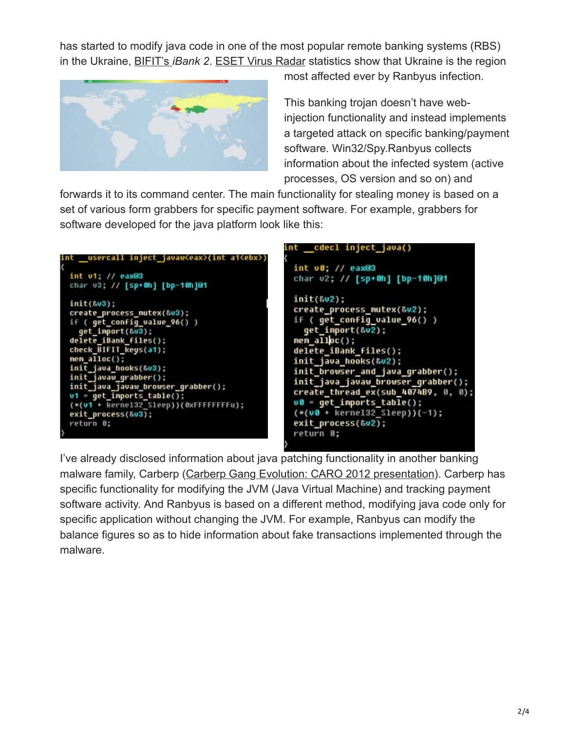has started to modify java code in one of the most popular remote banking systems (RBS) in the Ukraine, BIFIT's *iBank 2*. ESET Virus Radar statistics show that Ukraine is the region most affected ever by Ranbyus infection.

This banking trojan doesn't have web-injection functionality and instead implements a targeted attack on specific banking/payment software. Win32/Spy.Ranbyus collects information about the infected system (active processes, OS version and so on) and forwards it to its command center. The main functionality for stealing money is based on a set of various form grabbers for specific payment software. For example, grabbers for software developed for the java platform look like this:

```
int __usercall inject_javaw<eax>(int a1<ebx>)
{
  int v1; // eax@3
  char v3; // [sp+0h] [bp-10h]@1

  init(&v3);
  create_process_mutex(&v3);
  if ( get_config_value_96() )
    get_import(&v3);
  delete_iBank_files();
  check_BIFIT_keys(a1);
  mem_alloc();
  init_java_hooks(&v3);
  init_javaw_grabber();
  init_java_javaw_browser_grabber();
  v1 = get_imports_table();
  (*(v1 + kernel32_Sleep))(0xFFFFFFFFu);
  exit_process(&v3);
  return 0;
}
```

```
int __cdecl inject_java()
{
  int v0; // eax@3
  char v2; // [sp+0h] [bp-10h]@1

  init(&v2);
  create_process_mutex(&v2);
  if ( get_config_value_96() )
    get_import(&v2);
  mem_alloc();
  delete_iBank_files();
  init_java_hooks(&v2);
  init_browser_and_java_grabber();
  init_java_javaw_browser_grabber();
  create_thread_ex(sub_4074B9, 0, 0);
  v0 = get_imports_table();
  (*(v0 + kernel32_Sleep))(-1);
  exit_process(&v2);
  return 0;
}
```

I've already disclosed information about java patching functionality in another banking malware family, Carberp (Carberp Gang Evolution: CARO 2012 presentation). Carberp has specific functionality for modifying the JVM (Java Virtual Machine) and tracking payment software activity. And Ranbyus is based on a different method, modifying java code only for specific application without changing the JVM. For example, Ranbyus can modify the balance figures so as to hide information about fake transactions implemented through the malware.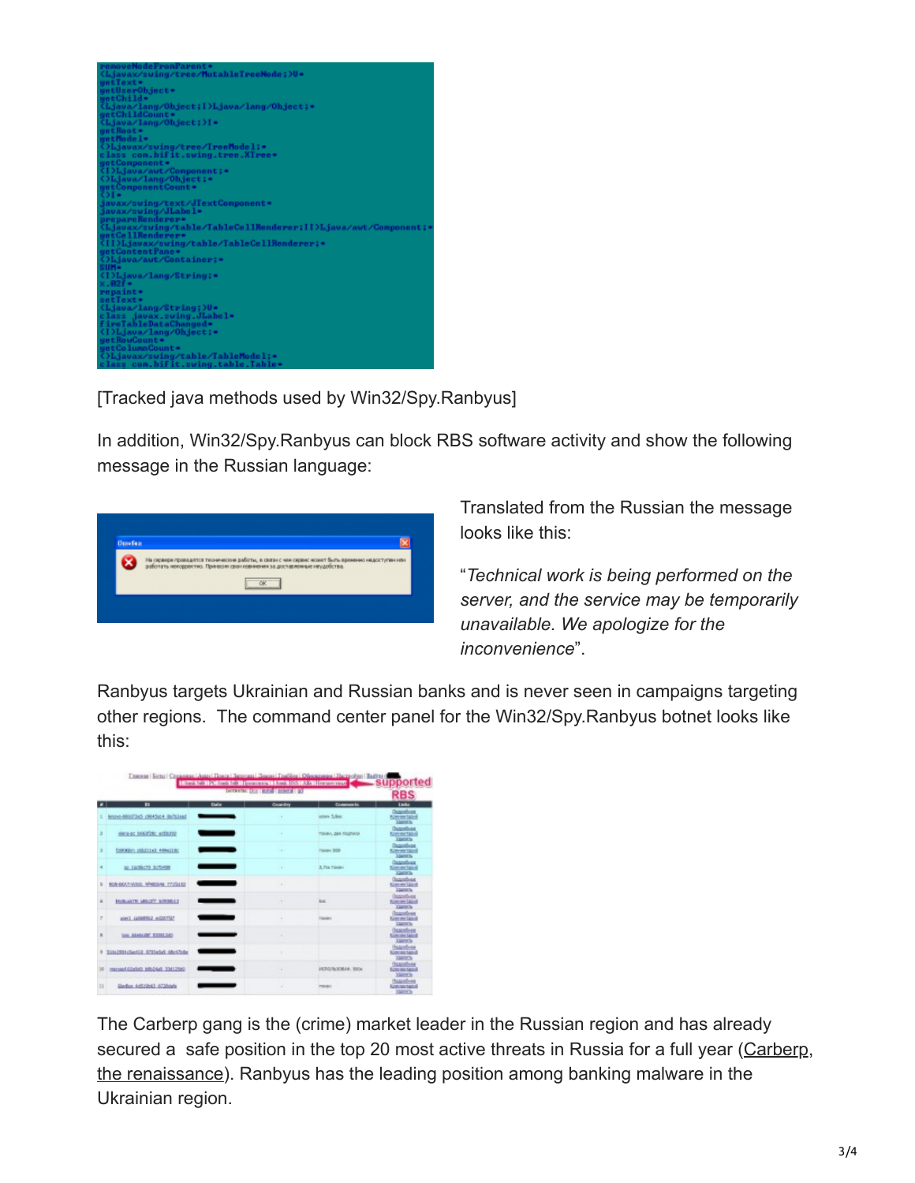[Tracked java methods used by Win32/Spy.Ranbyus]

In addition, Win32/Spy.Ranbyus can block RBS software activity and show the following message in the Russian language:

Translated from the Russian the message looks like this:

"*Technical work is being performed on the server, and the service may be temporarily unavailable. We apologize for the inconvenience*".

Ranbyus targets Ukrainian and Russian banks and is never seen in campaigns targeting other regions. The command center panel for the Win32/Spy.Ranbyus botnet looks like this:

The Carberp gang is the (crime) market leader in the Russian region and has already secured a safe position in the top 20 most active threats in Russia for a full year (Carberp, the renaissance). Ranbyus has the leading position among banking malware in the Ukrainian region.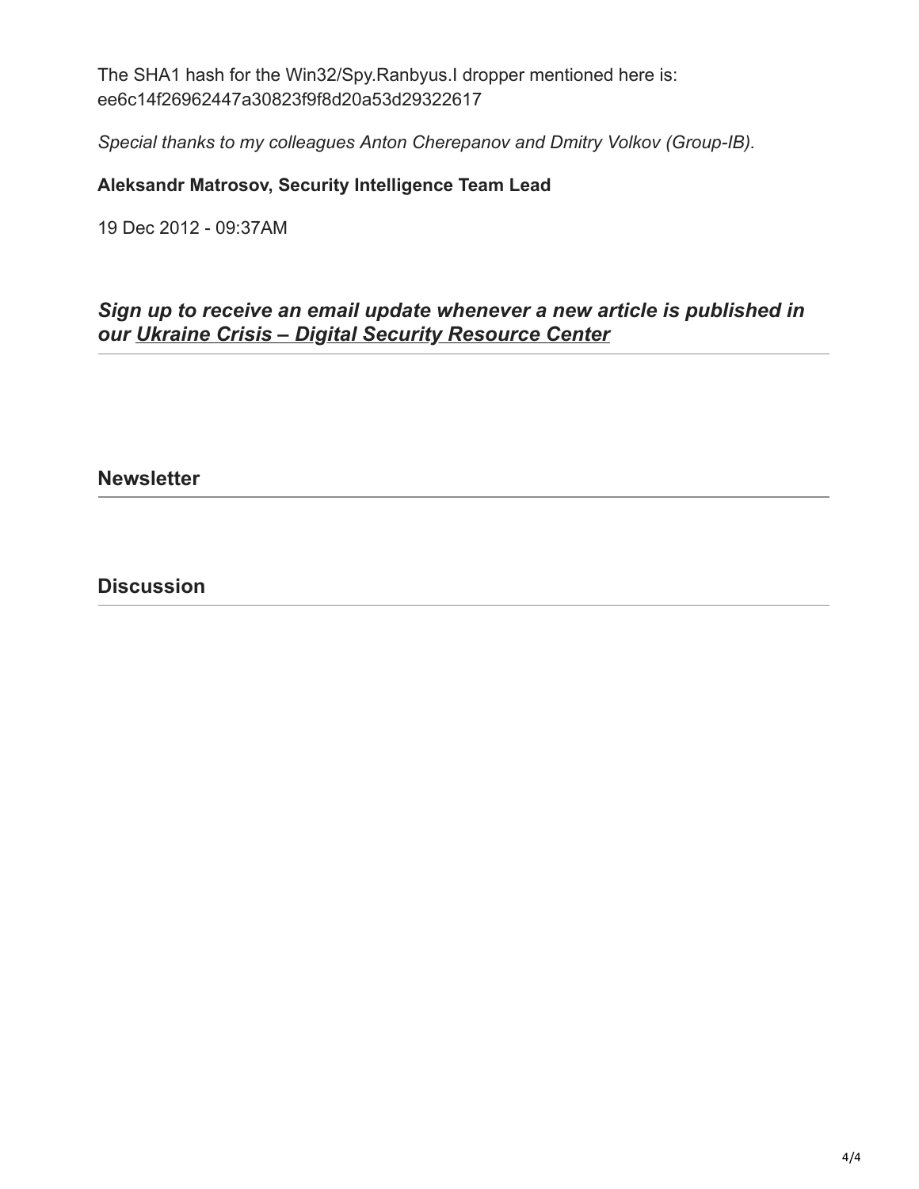The SHA1 hash for the Win32/Spy.Ranbyus.I dropper mentioned here is:
ee6c14f26962447a30823f9f8d20a53d29322617

*Special thanks to my colleagues Anton Cherepanov and Dmitry Volkov (Group-IB).*

**Aleksandr Matrosov, Security Intelligence Team Lead**

19 Dec 2012 - 09:37AM

***Sign up to receive an email update whenever a new article is published in our [Ukraine Crisis – Digital Security Resource Center]()***

## Newsletter

## Discussion